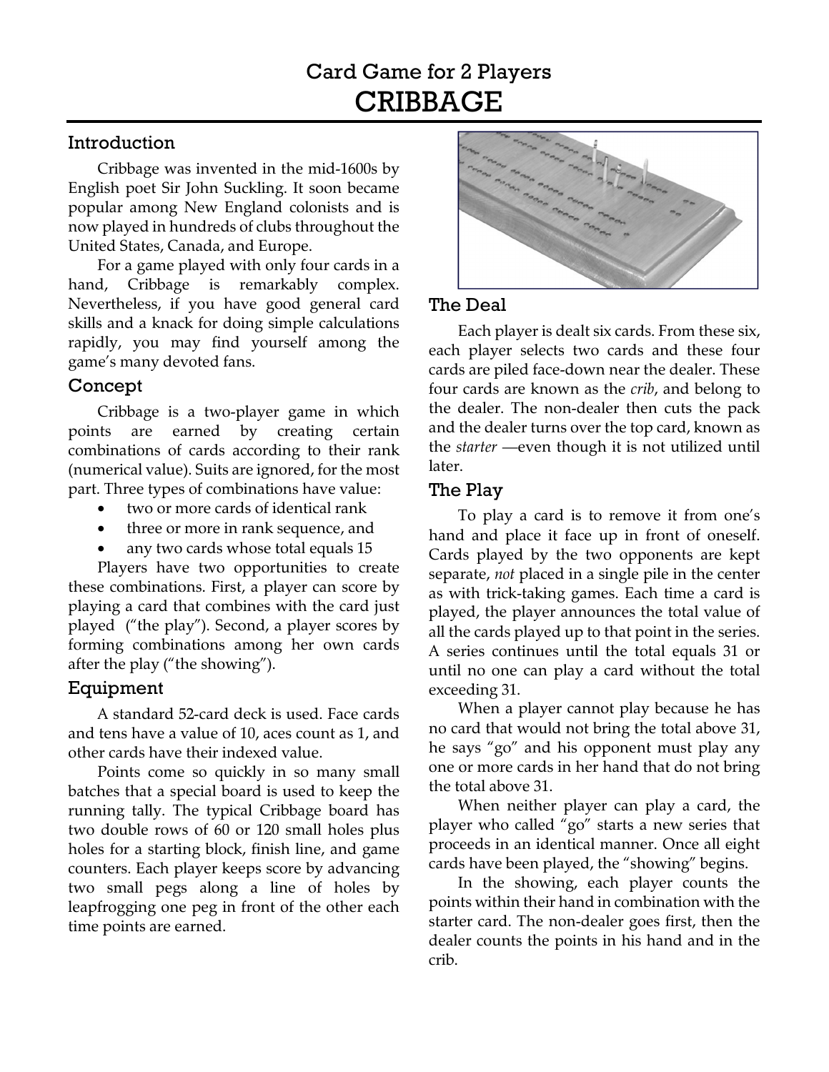# Card Game for 2 Players
# CRIBBAGE

## Introduction

Cribbage was invented in the mid-1600s by English poet Sir John Suckling. It soon became popular among New England colonists and is now played in hundreds of clubs throughout the United States, Canada, and Europe.

For a game played with only four cards in a hand, Cribbage is remarkably complex. Nevertheless, if you have good general card skills and a knack for doing simple calculations rapidly, you may find yourself among the game's many devoted fans.

## Concept

Cribbage is a two-player game in which points are earned by creating certain combinations of cards according to their rank (numerical value). Suits are ignored, for the most part. Three types of combinations have value:

- two or more cards of identical rank
- three or more in rank sequence, and
- any two cards whose total equals 15

Players have two opportunities to create these combinations. First, a player can score by playing a card that combines with the card just played ("the play"). Second, a player scores by forming combinations among her own cards after the play ("the showing").

## Equipment

A standard 52-card deck is used. Face cards and tens have a value of 10, aces count as 1, and other cards have their indexed value.

Points come so quickly in so many small batches that a special board is used to keep the running tally. The typical Cribbage board has two double rows of 60 or 120 small holes plus holes for a starting block, finish line, and game counters. Each player keeps score by advancing two small pegs along a line of holes by leapfrogging one peg in front of the other each time points are earned.

## The Deal

Each player is dealt six cards. From these six, each player selects two cards and these four cards are piled face-down near the dealer. These four cards are known as the *crib*, and belong to the dealer. The non-dealer then cuts the pack and the dealer turns over the top card, known as the *starter* —even though it is not utilized until later.

## The Play

To play a card is to remove it from one's hand and place it face up in front of oneself. Cards played by the two opponents are kept separate, *not* placed in a single pile in the center as with trick-taking games. Each time a card is played, the player announces the total value of all the cards played up to that point in the series. A series continues until the total equals 31 or until no one can play a card without the total exceeding 31.

When a player cannot play because he has no card that would not bring the total above 31, he says "go" and his opponent must play any one or more cards in her hand that do not bring the total above 31.

When neither player can play a card, the player who called "go" starts a new series that proceeds in an identical manner. Once all eight cards have been played, the "showing" begins.

In the showing, each player counts the points within their hand in combination with the starter card. The non-dealer goes first, then the dealer counts the points in his hand and in the crib.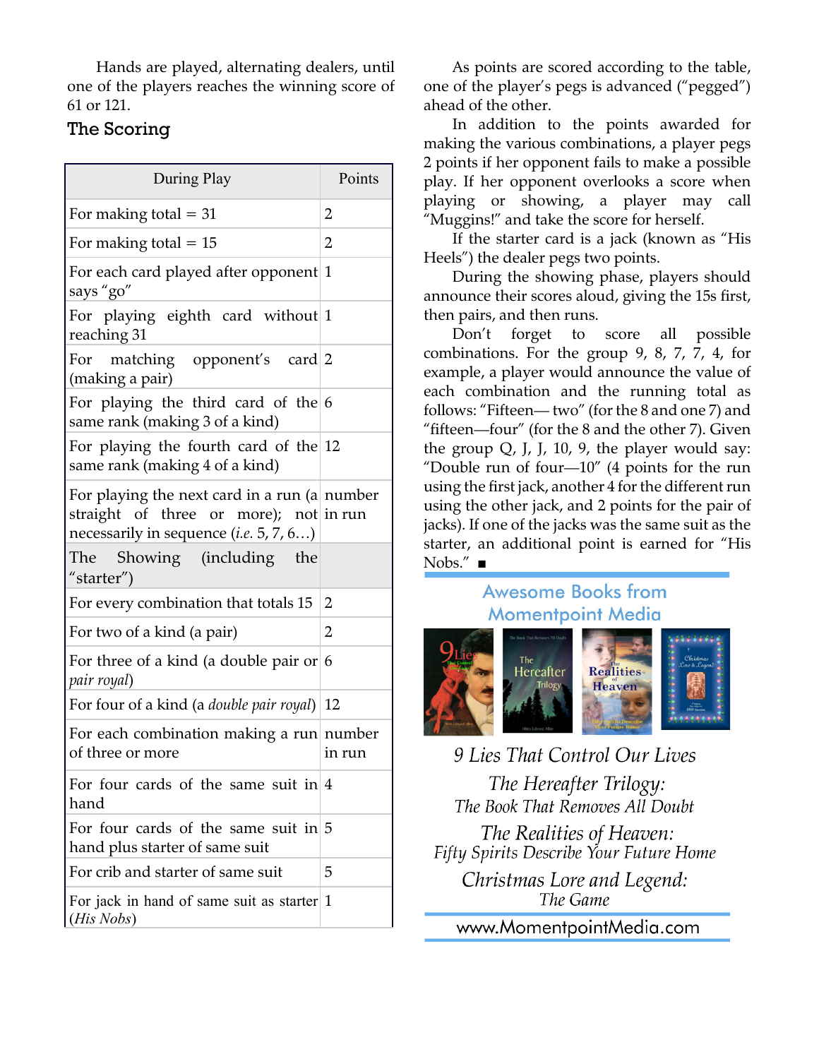Hands are played, alternating dealers, until one of the players reaches the winning score of 61 or 121.

## The Scoring

| During Play | Points |
|---|---|
| For making total = 31 | 2 |
| For making total = 15 | 2 |
| For each card played after opponent says "go" | 1 |
| For playing eighth card without reaching 31 | 1 |
| For matching opponent's card (making a pair) | 2 |
| For playing the third card of the same rank (making 3 of a kind) | 6 |
| For playing the fourth card of the same rank (making 4 of a kind) | 12 |
| For playing the next card in a run (a straight of three or more); not necessarily in sequence (*i.e.* 5, 7, 6…) | number in run |
| **The Showing (including the "starter")** | |
| For every combination that totals 15 | 2 |
| For two of a kind (a pair) | 2 |
| For three of a kind (a double pair or *pair royal*) | 6 |
| For four of a kind (a *double pair royal*) | 12 |
| For each combination making a run of three or more | number in run |
| For four cards of the same suit in hand | 4 |
| For four cards of the same suit in hand plus starter of same suit | 5 |
| For crib and starter of same suit | 5 |
| For jack in hand of same suit as starter (*His Nobs*) | 1 |

As points are scored according to the table, one of the player's pegs is advanced ("pegged") ahead of the other.

In addition to the points awarded for making the various combinations, a player pegs 2 points if her opponent fails to make a possible play. If her opponent overlooks a score when playing or showing, a player may call "Muggins!" and take the score for herself.

If the starter card is a jack (known as "His Heels") the dealer pegs two points.

During the showing phase, players should announce their scores aloud, giving the 15s first, then pairs, and then runs.

Don't forget to score all possible combinations. For the group 9, 8, 7, 7, 4, for example, a player would announce the value of each combination and the running total as follows: "Fifteen— two" (for the 8 and one 7) and "fifteen—four" (for the 8 and the other 7). Given the group Q, J, J, 10, 9, the player would say: "Double run of four—10" (4 points for the run using the first jack, another 4 for the different run using the other jack, and 2 points for the pair of jacks). If one of the jacks was the same suit as the starter, an additional point is earned for "His Nobs." ■

Awesome Books from Momentpoint Media

*9 Lies That Control Our Lives*

*The Hereafter Trilogy: The Book That Removes All Doubt*

*The Realities of Heaven: Fifty Spirits Describe Your Future Home*

*Christmas Lore and Legend: The Game*

www.MomentpointMedia.com